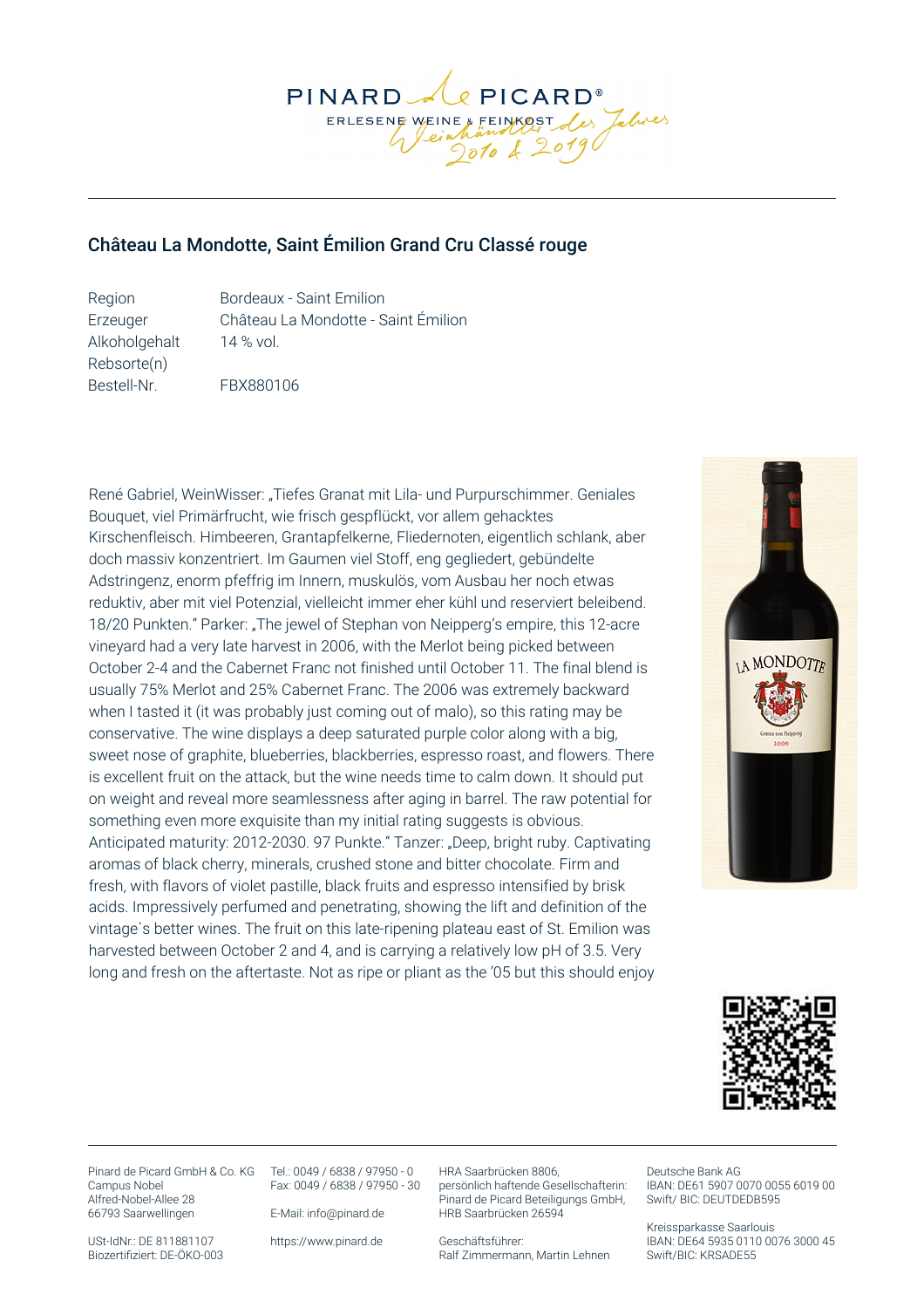## Château La Mondotte, Saint Émilion Grand Cru Classé rouge

| | |
|---|---|
| Region | Bordeaux - Saint Emilion |
| Erzeuger | Château La Mondotte - Saint Émilion |
| Alkoholgehalt | 14 % vol. |
| Rebsorte(n) | |
| Bestell-Nr. | FBX880106 |

René Gabriel, WeinWisser: „Tiefes Granat mit Lila- und Purpurschimmer. Geniales Bouquet, viel Primärfrucht, wie frisch gespflückt, vor allem gehacktes Kirschenfleisch. Himbeeren, Grantapfelkerne, Fliedernoten, eigentlich schlank, aber doch massiv konzentriert. Im Gaumen viel Stoff, eng gegliedert, gebündelte Adstringenz, enorm pfeffrig im Innern, muskulös, vom Ausbau her noch etwas reduktiv, aber mit viel Potenzial, vielleicht immer eher kühl und reserviert beleibend. 18/20 Punkten." Parker: „The jewel of Stephan von Neipperg's empire, this 12-acre vineyard had a very late harvest in 2006, with the Merlot being picked between October 2-4 and the Cabernet Franc not finished until October 11. The final blend is usually 75% Merlot and 25% Cabernet Franc. The 2006 was extremely backward when I tasted it (it was probably just coming out of malo), so this rating may be conservative. The wine displays a deep saturated purple color along with a big, sweet nose of graphite, blueberries, blackberries, espresso roast, and flowers. There is excellent fruit on the attack, but the wine needs time to calm down. It should put on weight and reveal more seamlessness after aging in barrel. The raw potential for something even more exquisite than my initial rating suggests is obvious. Anticipated maturity: 2012-2030. 97 Punkte." Tanzer: „Deep, bright ruby. Captivating aromas of black cherry, minerals, crushed stone and bitter chocolate. Firm and fresh, with flavors of violet pastille, black fruits and espresso intensified by brisk acids. Impressively perfumed and penetrating, showing the lift and definition of the vintage`s better wines. The fruit on this late-ripening plateau east of St. Emilion was harvested between October 2 and 4, and is carrying a relatively low pH of 3.5. Very long and fresh on the aftertaste. Not as ripe or pliant as the '05 but this should enjoy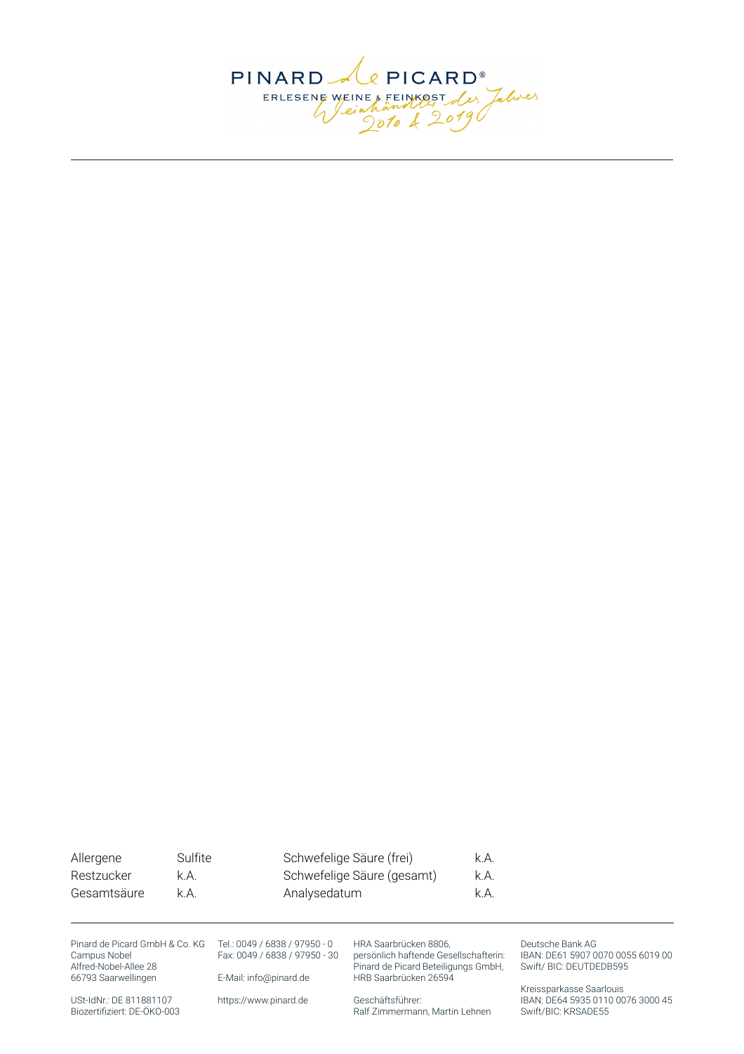| | | | |
|---|---|---|---|
| Allergene | Sulfite | Schwefelige Säure (frei) | k.A. |
| Restzucker | k.A. | Schwefelige Säure (gesamt) | k.A. |
| Gesamtsäure | k.A. | Analysedatum | k.A. |